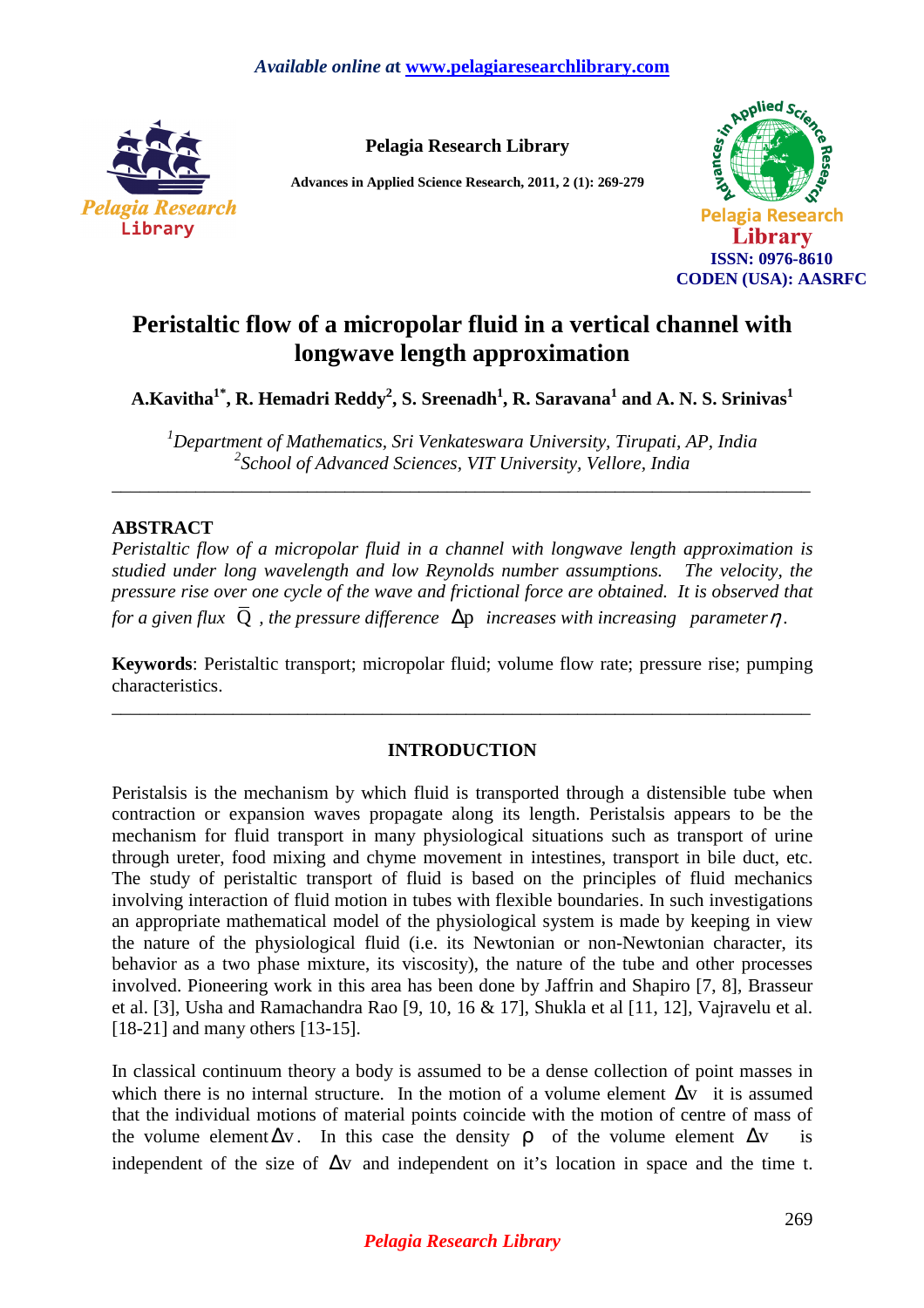# Peristaltic flow of a micropolar fluid in a vertical channel with longwave length approximation

**A.Kavitha[1*], R. Hemadri Reddy[2], S. Sreenadh[1], R. Saravana[1] and A. N. S. Srinivas[1]**

*[1]Department of Mathematics, Sri Venkateswara University, Tirupati, AP, India*
*[2]School of Advanced Sciences, VIT University, Vellore, India*

---

## ABSTRACT

*Peristaltic flow of a micropolar fluid in a channel with longwave length approximation is studied under long wavelength and low Reynolds number assumptions. The velocity, the pressure rise over one cycle of the wave and frictional force are obtained. It is observed that for a given flux $\bar{Q}$, the pressure difference $\Delta p$ increases with increasing parameter $\eta$.*

**Keywords**: Peristaltic transport; micropolar fluid; volume flow rate; pressure rise; pumping characteristics.

---

## INTRODUCTION

Peristalsis is the mechanism by which fluid is transported through a distensible tube when contraction or expansion waves propagate along its length. Peristalsis appears to be the mechanism for fluid transport in many physiological situations such as transport of urine through ureter, food mixing and chyme movement in intestines, transport in bile duct, etc. The study of peristaltic transport of fluid is based on the principles of fluid mechanics involving interaction of fluid motion in tubes with flexible boundaries. In such investigations an appropriate mathematical model of the physiological system is made by keeping in view the nature of the physiological fluid (i.e. its Newtonian or non-Newtonian character, its behavior as a two phase mixture, its viscosity), the nature of the tube and other processes involved. Pioneering work in this area has been done by Jaffrin and Shapiro [7, 8], Brasseur et al. [3], Usha and Ramachandra Rao [9, 10, 16 & 17], Shukla et al [11, 12], Vajravelu et al. [18-21] and many others [13-15].

In classical continuum theory a body is assumed to be a dense collection of point masses in which there is no internal structure. In the motion of a volume element $\Delta v$ it is assumed that the individual motions of material points coincide with the motion of centre of mass of the volume element $\Delta v$. In this case the density $\rho$ of the volume element $\Delta v$ is independent of the size of $\Delta v$ and independent on it's location in space and the time t.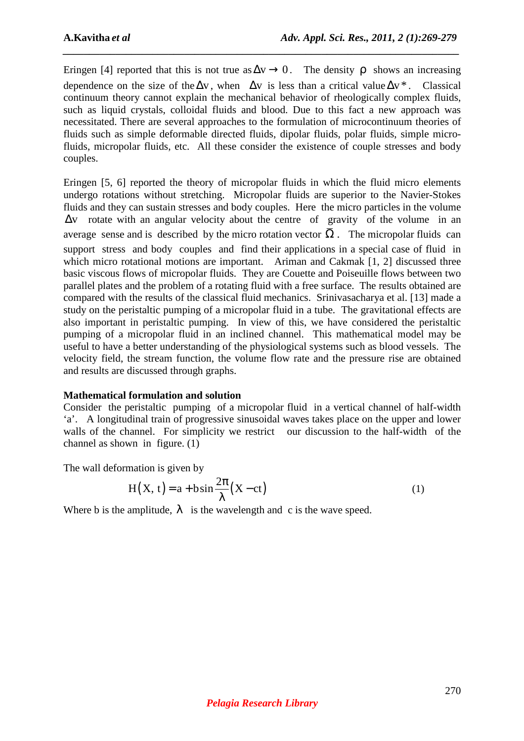Eringen [4] reported that this is not true as $\Delta v \to 0$. The density $\rho$ shows an increasing dependence on the size of the $\Delta v$, when $\Delta v$ is less than a critical value $\Delta v^*$. Classical continuum theory cannot explain the mechanical behavior of rheologically complex fluids, such as liquid crystals, colloidal fluids and blood. Due to this fact a new approach was necessitated. There are several approaches to the formulation of microcontinuum theories of fluids such as simple deformable directed fluids, dipolar fluids, polar fluids, simple micro-fluids, micropolar fluids, etc. All these consider the existence of couple stresses and body couples.

Eringen [5, 6] reported the theory of micropolar fluids in which the fluid micro elements undergo rotations without stretching. Micropolar fluids are superior to the Navier-Stokes fluids and they can sustain stresses and body couples. Here the micro particles in the volume $\Delta v$ rotate with an angular velocity about the centre of gravity of the volume in an average sense and is described by the micro rotation vector $\bar{\Omega}$. The micropolar fluids can support stress and body couples and find their applications in a special case of fluid in which micro rotational motions are important. Ariman and Cakmak [1, 2] discussed three basic viscous flows of micropolar fluids. They are Couette and Poiseuille flows between two parallel plates and the problem of a rotating fluid with a free surface. The results obtained are compared with the results of the classical fluid mechanics. Srinivasacharya et al. [13] made a study on the peristaltic pumping of a micropolar fluid in a tube. The gravitational effects are also important in peristaltic pumping. In view of this, we have considered the peristaltic pumping of a micropolar fluid in an inclined channel. This mathematical model may be useful to have a better understanding of the physiological systems such as blood vessels. The velocity field, the stream function, the volume flow rate and the pressure rise are obtained and results are discussed through graphs.

**Mathematical formulation and solution**

Consider the peristaltic pumping of a micropolar fluid in a vertical channel of half-width 'a'. A longitudinal train of progressive sinusoidal waves takes place on the upper and lower walls of the channel. For simplicity we restrict our discussion to the half-width of the channel as shown in figure. (1)

The wall deformation is given by

$$H(X, t) = a + b\sin\frac{2\pi}{\lambda}(X - ct) \tag{1}$$

Where b is the amplitude, $\lambda$ is the wavelength and c is the wave speed.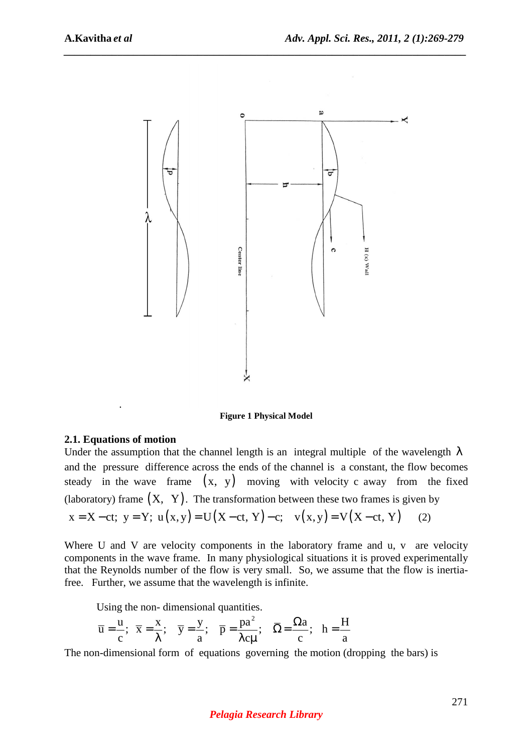Figure 1 Physical Model

## 2.1. Equations of motion

Under the assumption that the channel length is an integral multiple of the wavelength $\lambda$ and the pressure difference across the ends of the channel is a constant, the flow becomes steady in the wave frame $(x, y)$ moving with velocity c away from the fixed (laboratory) frame $(X, Y)$. The transformation between these two frames is given by

$$x = X - ct;\ y = Y;\ u(x, y) = U(X - ct, Y) - c;\quad v(x, y) = V(X - ct, Y) \quad (2)$$

Where U and V are velocity components in the laboratory frame and u, v are velocity components in the wave frame. In many physiological situations it is proved experimentally that the Reynolds number of the flow is very small. So, we assume that the flow is inertia-free. Further, we assume that the wavelength is infinite.

Using the non- dimensional quantities.

$$\bar{u} = \frac{u}{c};\ \bar{x} = \frac{x}{\lambda};\ \bar{y} = \frac{y}{a};\ \bar{p} = \frac{pa^2}{\lambda c\mu};\ \bar{\Omega} = \frac{\Omega a}{c};\ h = \frac{H}{a}$$

The non-dimensional form of equations governing the motion (dropping the bars) is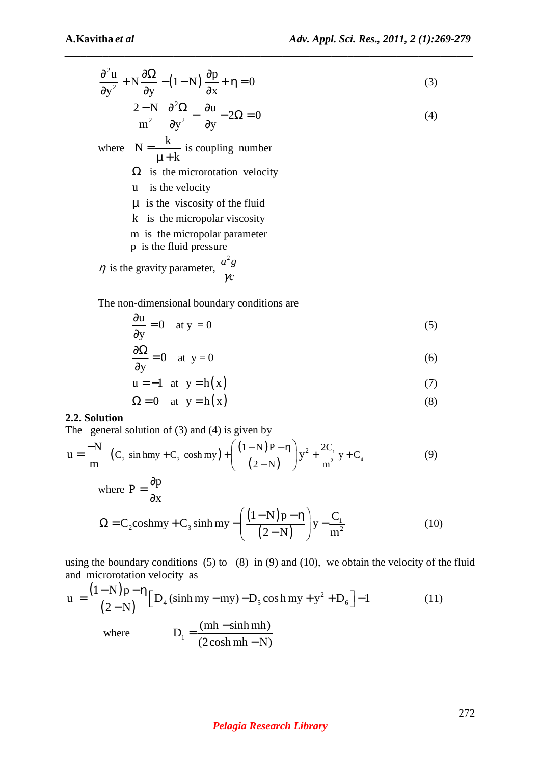$$\frac{\partial^2 u}{\partial y^2} + N\frac{\partial \Omega}{\partial y} - (1-N)\frac{\partial p}{\partial x} + \eta = 0 \tag{3}$$

$$\frac{2-N}{m^2}\frac{\partial^2 \Omega}{\partial y^2} - \frac{\partial u}{\partial y} - 2\Omega = 0 \tag{4}$$

where $N = \dfrac{k}{\mu + k}$ is coupling number

$\Omega$ is the microrotation velocity

$u$ is the velocity

$\mu$ is the viscosity of the fluid

$k$ is the micropolar viscosity

$m$ is the micropolar parameter

$p$ is the fluid pressure

$\eta$ is the gravity parameter, $\dfrac{a^2 g}{\gamma c}$

The non-dimensional boundary conditions are

$$\frac{\partial u}{\partial y} = 0 \quad \text{at } y = 0 \tag{5}$$

$$\frac{\partial \Omega}{\partial y} = 0 \quad \text{at } y = 0 \tag{6}$$

$$u = -1 \quad \text{at } y = h(x) \tag{7}$$

$$\Omega = 0 \quad \text{at } y = h(x) \tag{8}$$

### 2.2. Solution

The general solution of (3) and (4) is given by

$$u = \frac{-N}{m}\left(C_2 \sinh my + C_3 \cosh my\right) + \left(\frac{(1-N)P - \eta}{(2-N)}\right)y^2 + \frac{2C_1}{m^2}y + C_4 \tag{9}$$

where $P = \dfrac{\partial p}{\partial x}$

$$\Omega = C_2 \cosh my + C_3 \sinh my - \left(\frac{(1-N)p - \eta}{(2-N)}\right)y - \frac{C_1}{m^2} \tag{10}$$

using the boundary conditions (5) to (8) in (9) and (10), we obtain the velocity of the fluid and microrotation velocity as

$$u = \frac{(1-N)p - \eta}{(2-N)}\left[D_4(\sinh my - my) - D_5 \cosh my + y^2 + D_6\right] - 1 \tag{11}$$

where $\quad D_1 = \dfrac{(mh - \sinh mh)}{(2\cosh mh - N)}$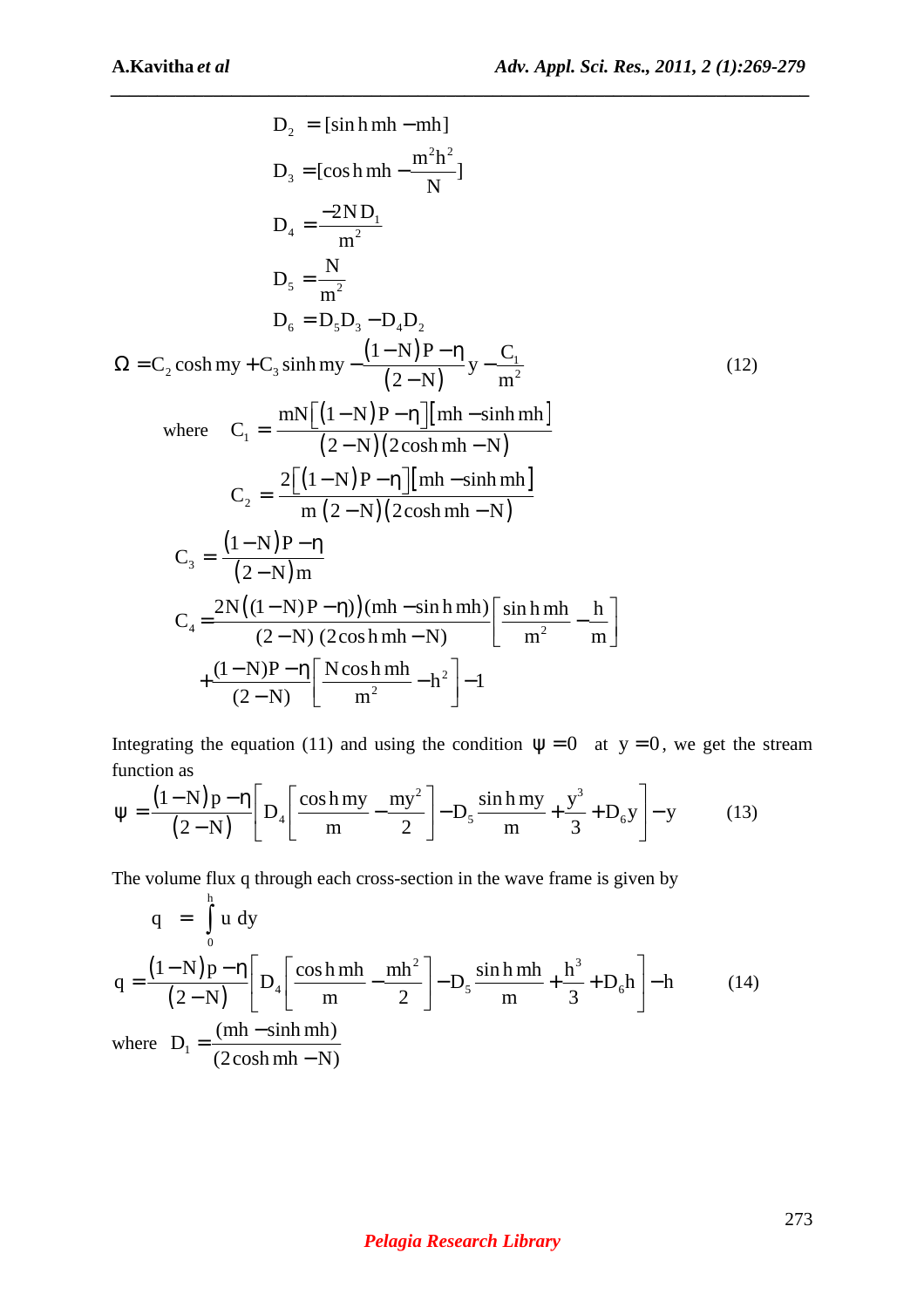$$D_2 = [\sinh mh - mh]$$

$$D_3 = [\cosh mh - \frac{m^2h^2}{N}]$$

$$D_4 = \frac{-2ND_1}{m^2}$$

$$D_5 = \frac{N}{m^2}$$

$$D_6 = D_5D_3 - D_4D_2$$

$$\Omega = C_2 \cosh my + C_3 \sinh my - \frac{(1-N)P - \eta}{(2-N)} y - \frac{C_1}{m^2} \tag{12}$$

where
$$C_1 = \frac{mN\left[(1-N)P - \eta\right]\left[mh - \sinh mh\right]}{(2-N)(2\cosh mh - N)}$$

$$C_2 = \frac{2\left[(1-N)P - \eta\right]\left[mh - \sinh mh\right]}{m\,(2-N)(2\cosh mh - N)}$$

$$C_3 = \frac{(1-N)P - \eta}{(2-N)m}$$

$$C_4 = \frac{2N((1-N)P - \eta))(mh - \sinh mh)}{(2-N)\,(2\cosh mh - N)}\left[\frac{\sinh mh}{m^2} - \frac{h}{m}\right] + \frac{(1-N)P - \eta}{(2-N)}\left[\frac{N\cosh mh}{m^2} - h^2\right] - 1$$

Integrating the equation (11) and using the condition $\psi = 0$ at $y = 0$, we get the stream function as

$$\psi = \frac{(1-N)p - \eta}{(2-N)}\left[D_4\left[\frac{\cosh my}{m} - \frac{my^2}{2}\right] - D_5\frac{\sinh my}{m} + \frac{y^3}{3} + D_6 y\right] - y \tag{13}$$

The volume flux q through each cross-section in the wave frame is given by

$$q = \int_0^h u\, dy$$

$$q = \frac{(1-N)p - \eta}{(2-N)}\left[D_4\left[\frac{\cosh mh}{m} - \frac{mh^2}{2}\right] - D_5\frac{\sinh mh}{m} + \frac{h^3}{3} + D_6 h\right] - h \tag{14}$$

where $D_1 = \dfrac{(mh - \sinh mh)}{(2\cosh mh - N)}$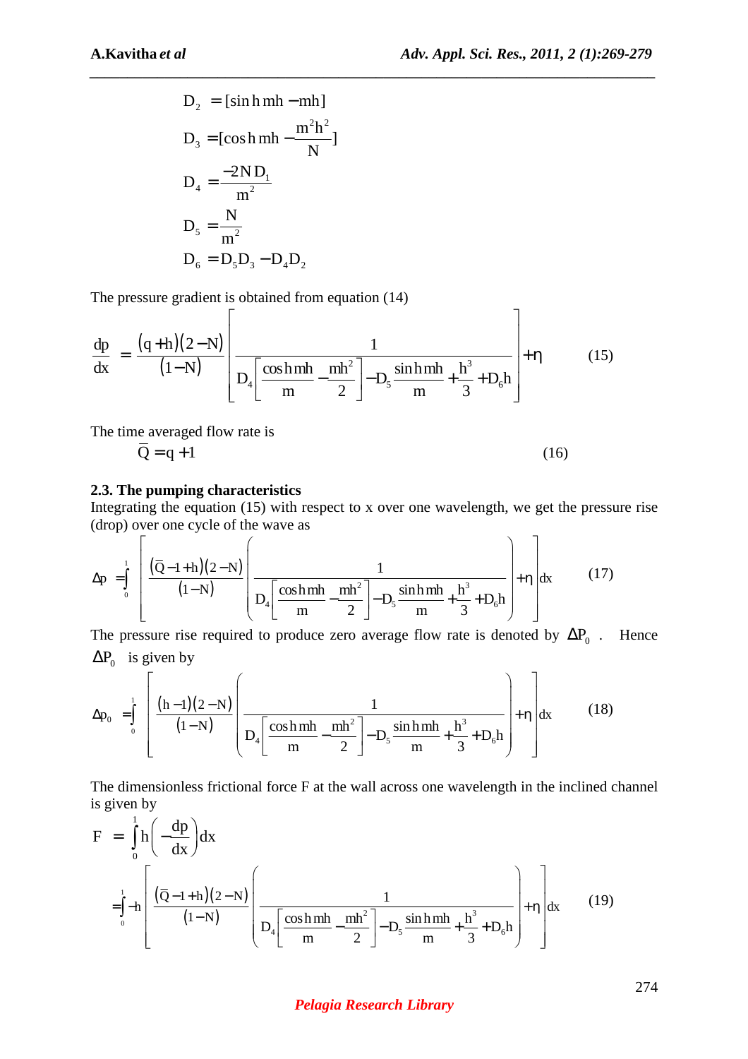$$D_2 = [\sinh mh - mh]$$

$$D_3 = [\cosh mh - \frac{m^2 h^2}{N}]$$

$$D_4 = \frac{-2N D_1}{m^2}$$

$$D_5 = \frac{N}{m^2}$$

$$D_6 = D_5 D_3 - D_4 D_2$$

The pressure gradient is obtained from equation (14)

$$\frac{dp}{dx} = \frac{(q+h)(2-N)}{(1-N)} \left[ \frac{1}{D_4\left[\frac{\cosh mh}{m} - \frac{mh^2}{2}\right] - D_5 \frac{\sinh mh}{m} + \frac{h^3}{3} + D_6 h} \right] + \eta \qquad (15)$$

The time averaged flow rate is

$$\bar{Q} = q + 1 \qquad (16)$$

### 2.3. The pumping characteristics

Integrating the equation (15) with respect to x over one wavelength, we get the pressure rise (drop) over one cycle of the wave as

$$\Delta p = \int_0^1 \left[ \frac{(\bar{Q}-1+h)(2-N)}{(1-N)} \left( \frac{1}{D_4\left[\frac{\cosh mh}{m} - \frac{mh^2}{2}\right] - D_5 \frac{\sinh mh}{m} + \frac{h^3}{3} + D_6 h} \right) + \eta \right] dx \qquad (17)$$

The pressure rise required to produce zero average flow rate is denoted by $\Delta P_0$ . Hence $\Delta P_0$ is given by

$$\Delta p_0 = \int_0^1 \left[ \frac{(h-1)(2-N)}{(1-N)} \left( \frac{1}{D_4\left[\frac{\cosh mh}{m} - \frac{mh^2}{2}\right] - D_5 \frac{\sinh mh}{m} + \frac{h^3}{3} + D_6 h} \right) + \eta \right] dx \qquad (18)$$

The dimensionless frictional force F at the wall across one wavelength in the inclined channel is given by

$$F = \int_0^1 h\left(-\frac{dp}{dx}\right) dx$$

$$= \int_0^1 -h \left[ \frac{(\bar{Q}-1+h)(2-N)}{(1-N)} \left( \frac{1}{D_4\left[\frac{\cosh mh}{m} - \frac{mh^2}{2}\right] - D_5 \frac{\sinh mh}{m} + \frac{h^3}{3} + D_6 h} \right) + \eta \right] dx \qquad (19)$$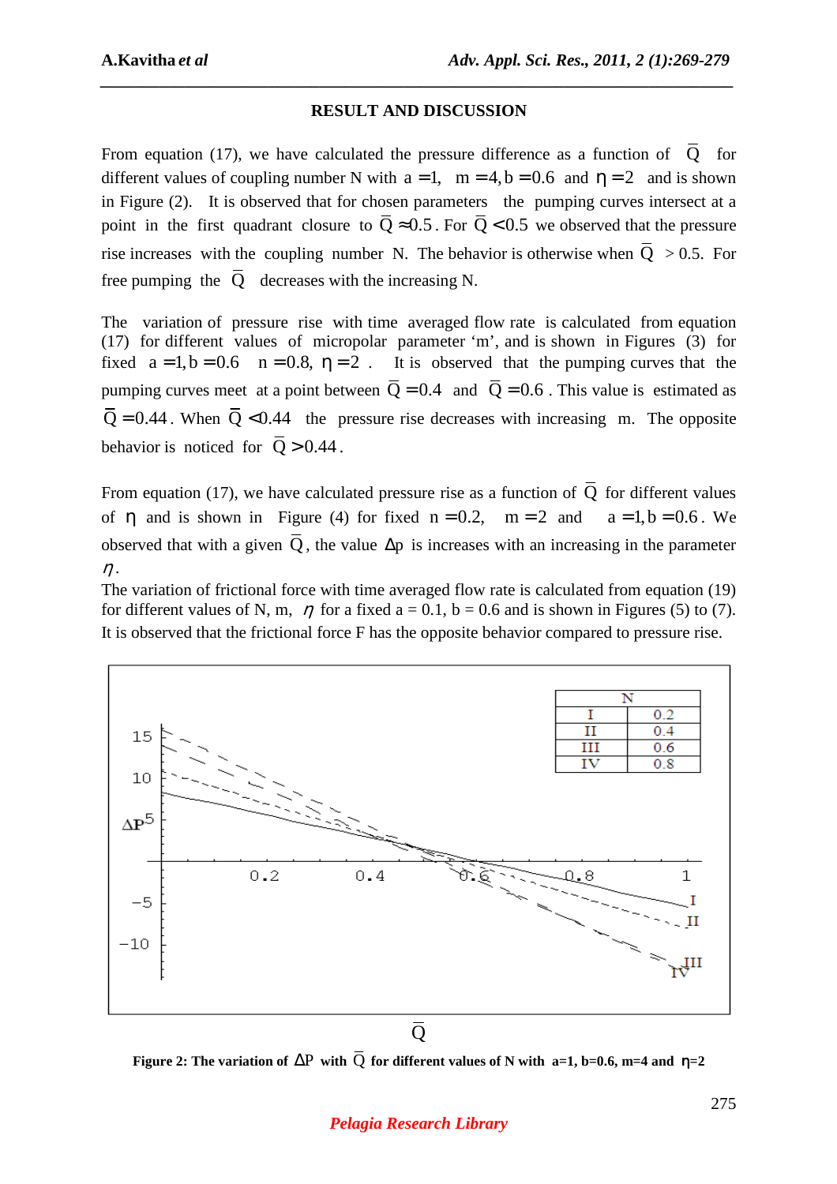## RESULT AND DISCUSSION

From equation (17), we have calculated the pressure difference as a function of $\bar{Q}$ for different values of coupling number N with $a = 1$, $m = 4, b = 0.6$ and $\eta = 2$ and is shown in Figure (2). It is observed that for chosen parameters the pumping curves intersect at a point in the first quadrant closure to $\bar{Q} \approx 0.5$. For $\bar{Q} < 0.5$ we observed that the pressure rise increases with the coupling number N. The behavior is otherwise when $\bar{Q} > 0.5$. For free pumping the $\bar{Q}$ decreases with the increasing N.

The variation of pressure rise with time averaged flow rate is calculated from equation (17) for different values of micropolar parameter 'm', and is shown in Figures (3) for fixed $a = 1, b = 0.6$ $n = 0.8$, $\eta = 2$ . It is observed that the pumping curves that the pumping curves meet at a point between $\bar{Q} = 0.4$ and $\bar{Q} = 0.6$ . This value is estimated as $\bar{Q} = 0.44$. When $\bar{Q} < 0.44$ the pressure rise decreases with increasing m. The opposite behavior is noticed for $\bar{Q} > 0.44$.

From equation (17), we have calculated pressure rise as a function of $\bar{Q}$ for different values of $\eta$ and is shown in Figure (4) for fixed $n = 0.2$, $m = 2$ and $a = 1, b = 0.6$. We observed that with a given $\bar{Q}$, the value $\Delta p$ is increases with an increasing in the parameter $\eta$.

The variation of frictional force with time averaged flow rate is calculated from equation (19) for different values of N, m, $\eta$ for a fixed a = 0.1, b = 0.6 and is shown in Figures (5) to (7). It is observed that the frictional force F has the opposite behavior compared to pressure rise.

| | N |
|---|---|
| I | 0.2 |
| II | 0.4 |
| III | 0.6 |
| IV | 0.8 |

**Figure 2: The variation of $\Delta P$ with $\bar{Q}$ for different values of N with a=1, b=0.6, m=4 and $\eta$=2**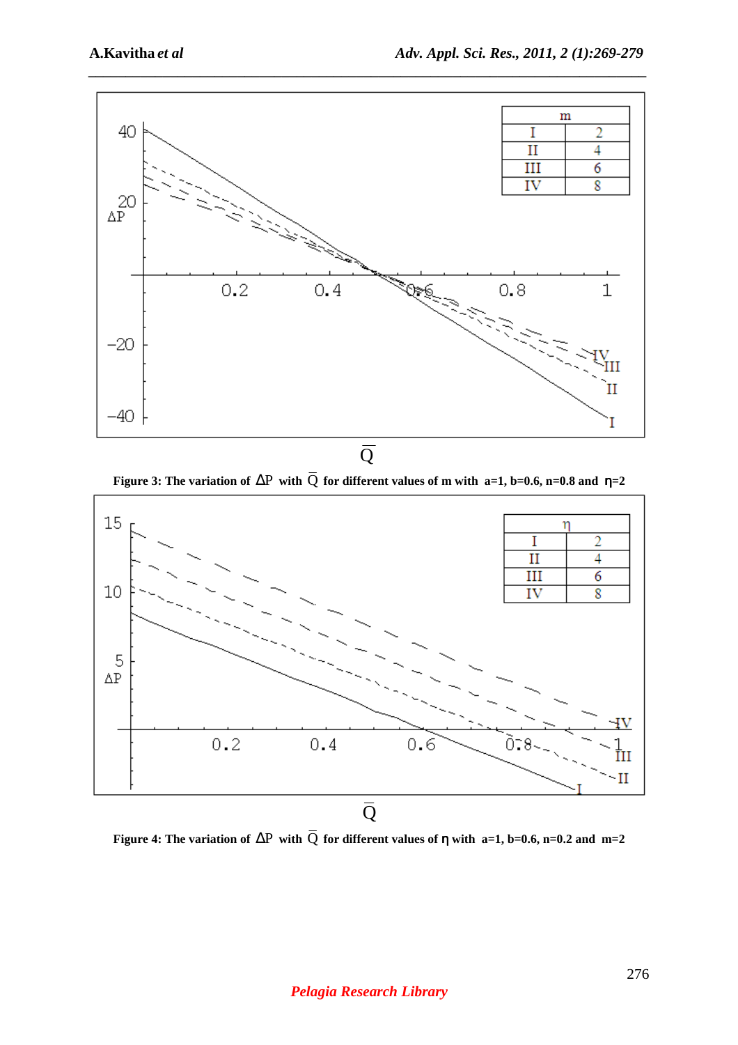Figure 3: The variation of $\Delta P$ with $\bar{Q}$ for different values of m with a=1, b=0.6, n=0.8 and $\eta$=2

Figure 4: The variation of $\Delta P$ with $\bar{Q}$ for different values of $\eta$ with a=1, b=0.6, n=0.2 and m=2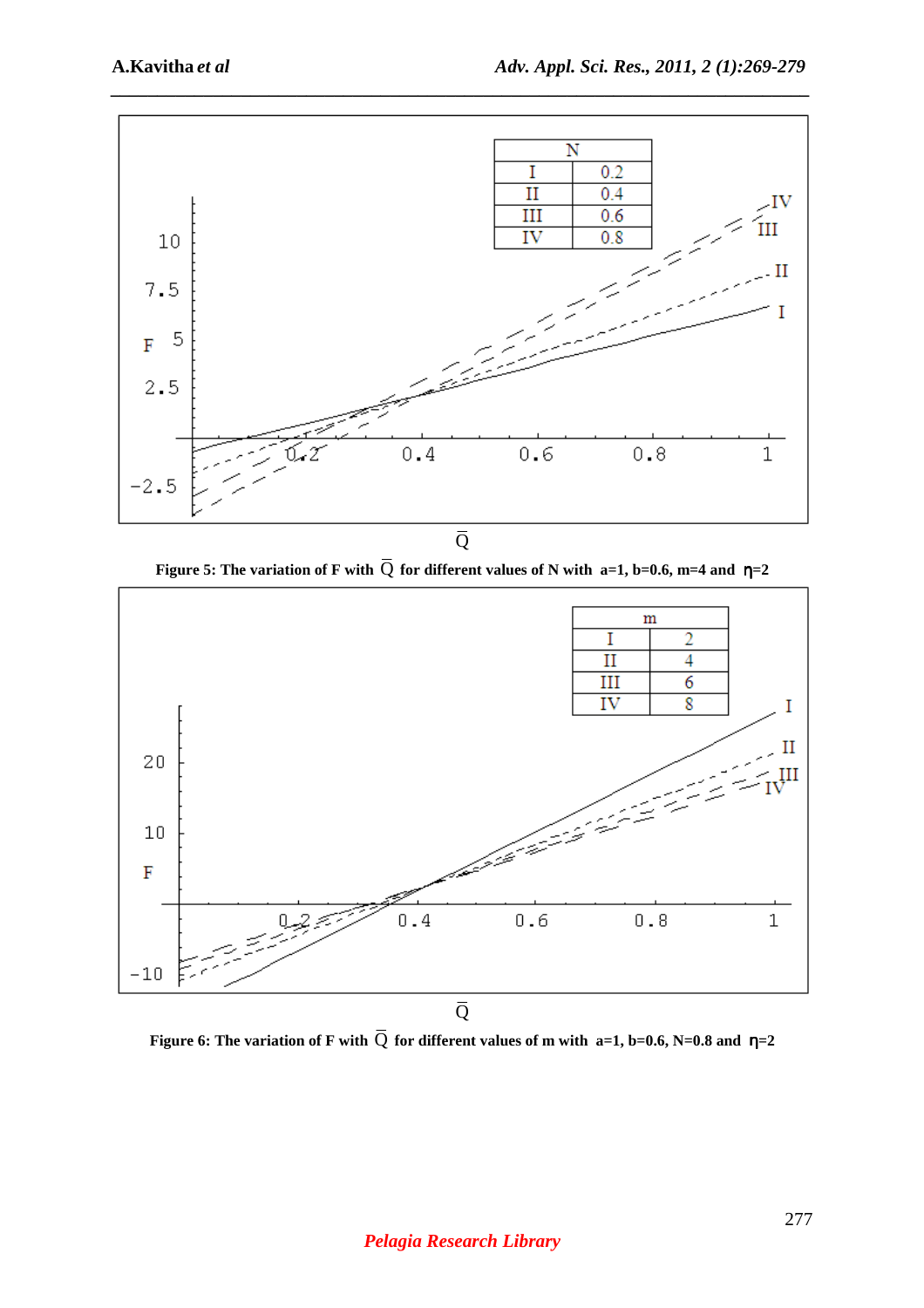| N | |
|---|---|
| I | 0.2 |
| II | 0.4 |
| III | 0.6 |
| IV | 0.8 |

**Figure 5: The variation of F with $\bar{Q}$ for different values of N with a=1, b=0.6, m=4 and $\eta$=2**

| m | |
|---|---|
| I | 2 |
| II | 4 |
| III | 6 |
| IV | 8 |

**Figure 6: The variation of F with $\bar{Q}$ for different values of m with a=1, b=0.6, N=0.8 and $\eta$=2**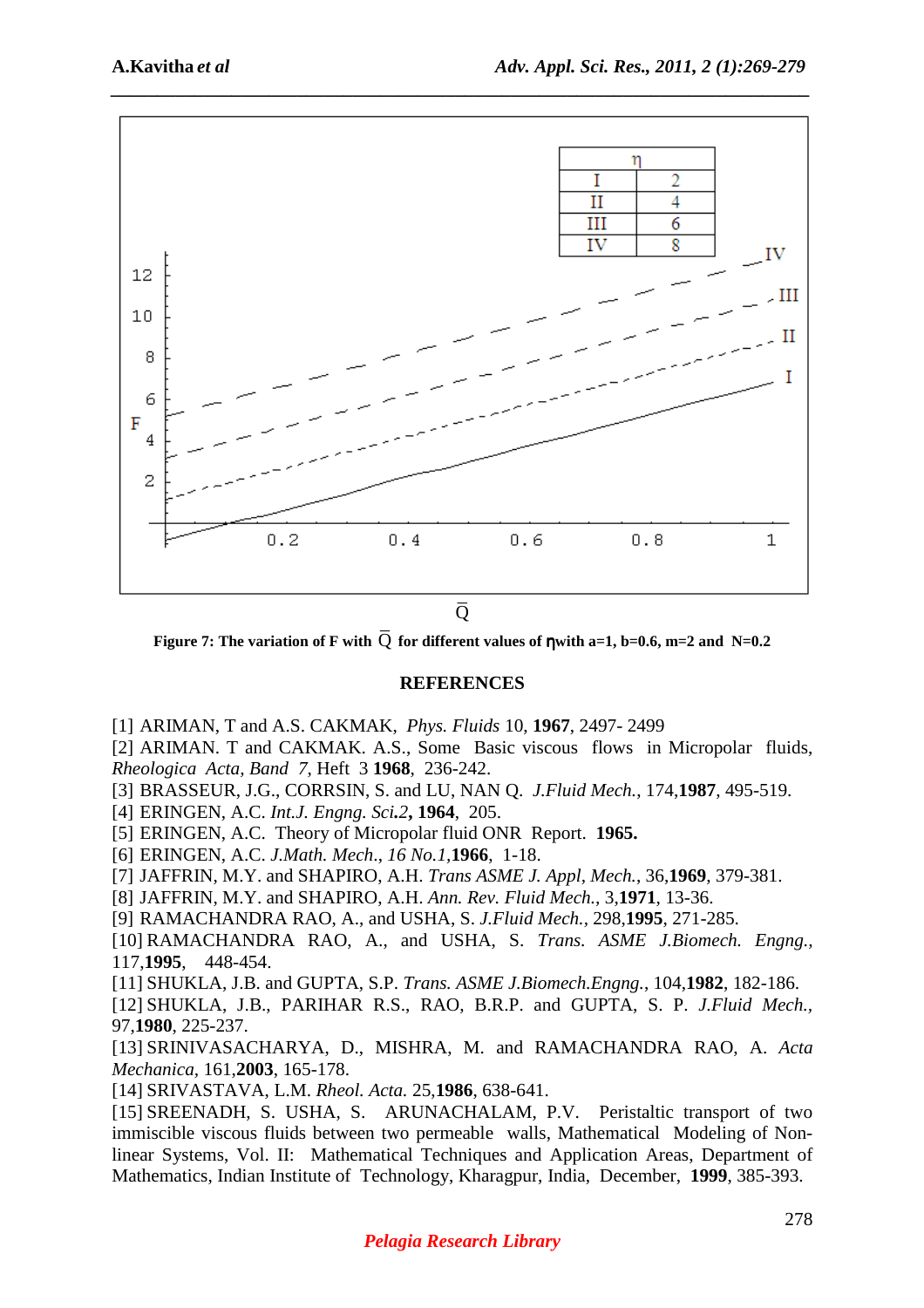Figure 7: The variation of F with $\bar{Q}$ for different values of η with a=1, b=0.6, m=2 and N=0.2

## REFERENCES

[1] ARIMAN, T and A.S. CAKMAK, *Phys. Fluids* 10, **1967**, 2497- 2499

[2] ARIMAN. T and CAKMAK. A.S., Some Basic viscous flows in Micropolar fluids, *Rheologica Acta, Band 7*, Heft 3 **1968**, 236-242.

[3] BRASSEUR, J.G., CORRSIN, S. and LU, NAN Q. *J.Fluid Mech.*, 174,**1987**, 495-519.

[4] ERINGEN, A.C. *Int.J. Engng. Sci.2*, **1964**, 205.

[5] ERINGEN, A.C. Theory of Micropolar fluid ONR Report. **1965.**

[6] ERINGEN, A.C. *J.Math. Mech*., *16 No.1*,**1966**, 1-18.

[7] JAFFRIN, M.Y. and SHAPIRO, A.H. *Trans ASME J. Appl, Mech.*, 36,**1969**, 379-381.

[8] JAFFRIN, M.Y. and SHAPIRO, A.H. *Ann. Rev. Fluid Mech.*, 3,**1971**, 13-36.

[9] RAMACHANDRA RAO, A., and USHA, S. *J.Fluid Mech.*, 298,**1995**, 271-285.

[10] RAMACHANDRA RAO, A., and USHA, S. *Trans. ASME J.Biomech. Engng.*, 117,**1995**, 448-454.

[11] SHUKLA, J.B. and GUPTA, S.P. *Trans. ASME J.Biomech.Engng.*, 104,**1982**, 182-186.

[12] SHUKLA, J.B., PARIHAR R.S., RAO, B.R.P. and GUPTA, S. P. *J.Fluid Mech.*, 97,**1980**, 225-237.

[13] SRINIVASACHARYA, D., MISHRA, M. and RAMACHANDRA RAO, A. *Acta Mechanica*, 161,**2003**, 165-178.

[14] SRIVASTAVA, L.M. *Rheol. Acta.* 25,**1986**, 638-641.

[15] SREENADH, S. USHA, S. ARUNACHALAM, P.V. Peristaltic transport of two immiscible viscous fluids between two permeable walls, Mathematical Modeling of Non-linear Systems, Vol. II: Mathematical Techniques and Application Areas, Department of Mathematics, Indian Institute of Technology, Kharagpur, India, December, **1999**, 385-393.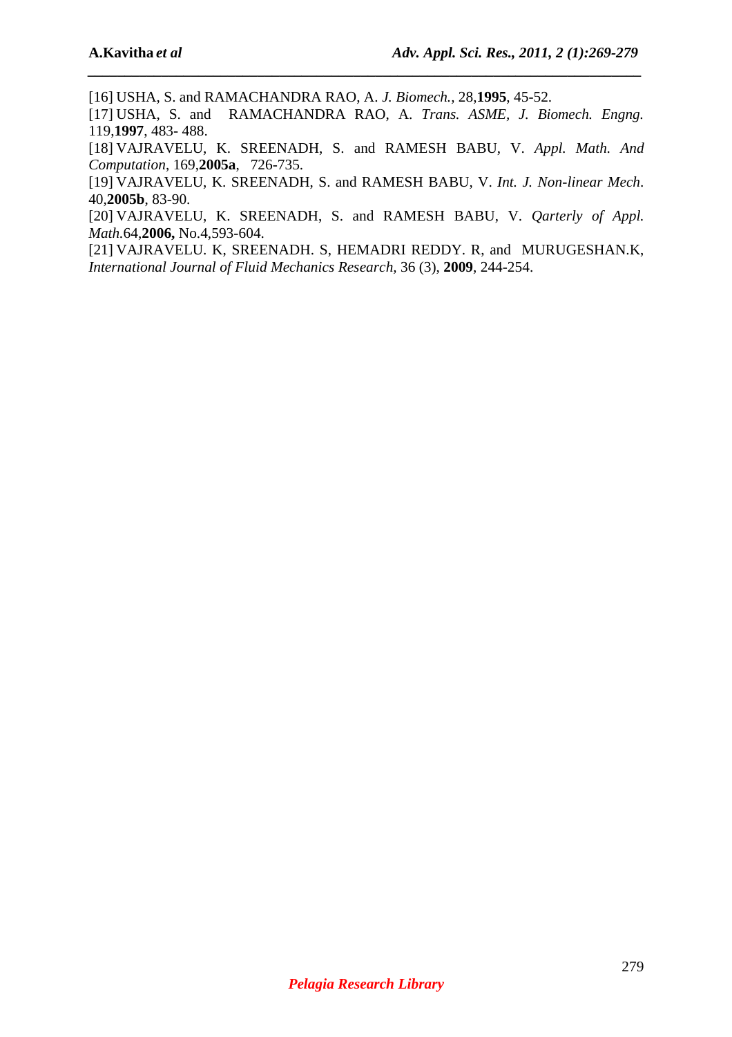[16] USHA, S. and RAMACHANDRA RAO, A. *J. Biomech.*, 28,**1995**, 45-52.

[17] USHA, S. and RAMACHANDRA RAO, A. *Trans. ASME, J. Biomech. Engng.* 119,**1997**, 483- 488.

[18] VAJRAVELU, K. SREENADH, S. and RAMESH BABU, V. *Appl. Math. And Computation*, 169,**2005a**, 726-735.

[19] VAJRAVELU, K. SREENADH, S. and RAMESH BABU, V. *Int. J. Non-linear Mech.* 40,**2005b**, 83-90.

[20] VAJRAVELU, K. SREENADH, S. and RAMESH BABU, V. *Qarterly of Appl. Math.*64,**2006,** No.4,593-604.

[21] VAJRAVELU. K, SREENADH. S, HEMADRI REDDY. R, and MURUGESHAN.K, *International Journal of Fluid Mechanics Research*, 36 (3), **2009**, 244-254.